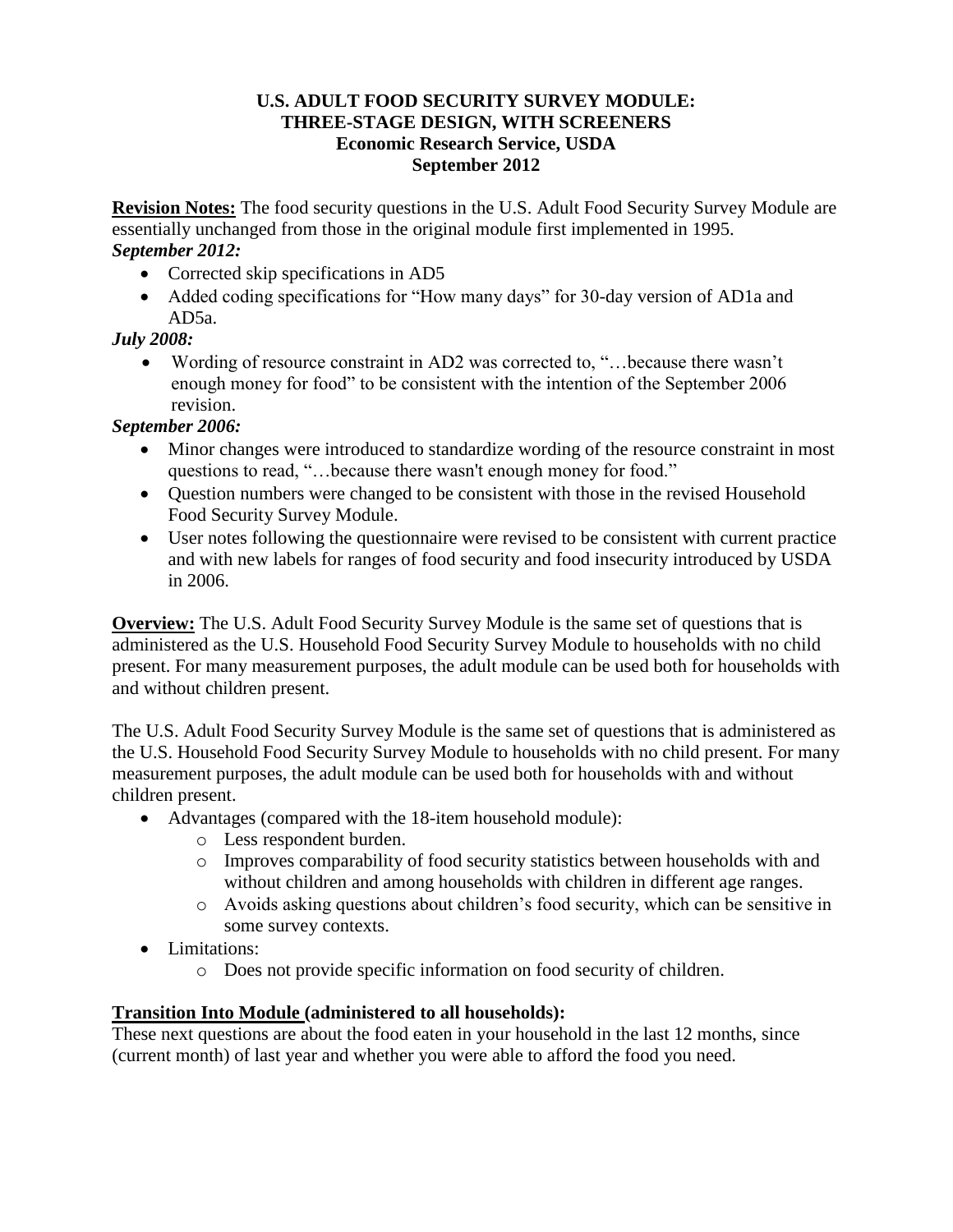# U.S. ADULT FOOD SECURITY SURVEY MODULE: THREE-STAGE DESIGN, WITH SCREENERS

**Economic Research Service, USDA**
**September 2012**

**Revision Notes:** The food security questions in the U.S. Adult Food Security Survey Module are essentially unchanged from those in the original module first implemented in 1995.

***September 2012:***

- Corrected skip specifications in AD5
- Added coding specifications for "How many days" for 30-day version of AD1a and AD5a.

***July 2008:***

- Wording of resource constraint in AD2 was corrected to, "…because there wasn't enough money for food" to be consistent with the intention of the September 2006 revision.

***September 2006:***

- Minor changes were introduced to standardize wording of the resource constraint in most questions to read, "…because there wasn't enough money for food."
- Question numbers were changed to be consistent with those in the revised Household Food Security Survey Module.
- User notes following the questionnaire were revised to be consistent with current practice and with new labels for ranges of food security and food insecurity introduced by USDA in 2006.

**Overview:** The U.S. Adult Food Security Survey Module is the same set of questions that is administered as the U.S. Household Food Security Survey Module to households with no child present. For many measurement purposes, the adult module can be used both for households with and without children present.

The U.S. Adult Food Security Survey Module is the same set of questions that is administered as the U.S. Household Food Security Survey Module to households with no child present. For many measurement purposes, the adult module can be used both for households with and without children present.

- Advantages (compared with the 18-item household module):
  - Less respondent burden.
  - Improves comparability of food security statistics between households with and without children and among households with children in different age ranges.
  - Avoids asking questions about children's food security, which can be sensitive in some survey contexts.
- Limitations:
  - Does not provide specific information on food security of children.

**Transition Into Module (administered to all households):**

These next questions are about the food eaten in your household in the last 12 months, since (current month) of last year and whether you were able to afford the food you need.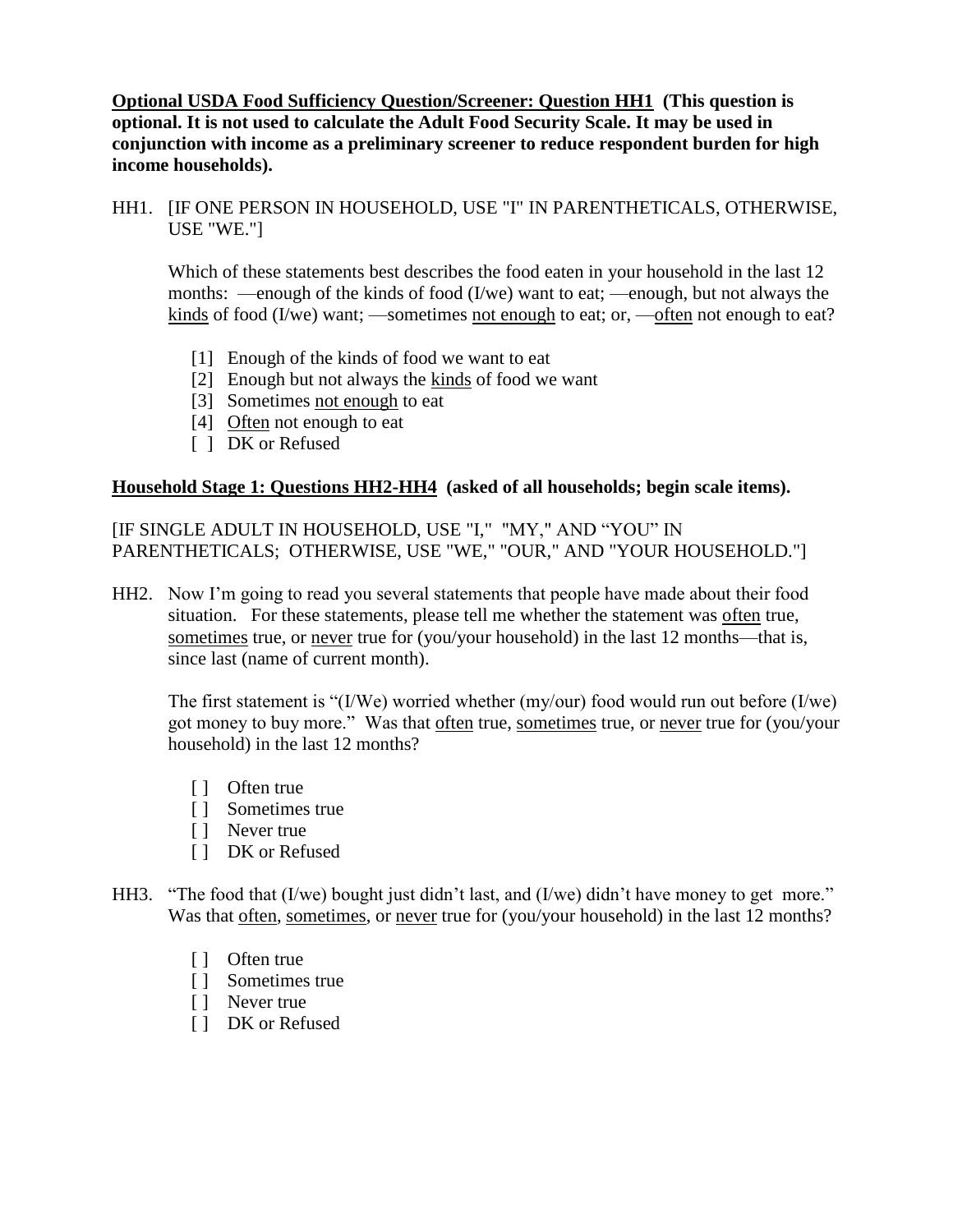**<u>Optional USDA Food Sufficiency Question/Screener: Question HH1</u> (This question is optional. It is not used to calculate the Adult Food Security Scale. It may be used in conjunction with income as a preliminary screener to reduce respondent burden for high income households).**

HH1. [IF ONE PERSON IN HOUSEHOLD, USE "I" IN PARENTHETICALS, OTHERWISE, USE "WE."]

Which of these statements best describes the food eaten in your household in the last 12 months: —enough of the kinds of food (I/we) want to eat; —enough, but not always the <u>kinds</u> of food (I/we) want; —sometimes <u>not enough</u> to eat; or, —<u>often</u> not enough to eat?

- [1] Enough of the kinds of food we want to eat
- [2] Enough but not always the <u>kinds</u> of food we want
- [3] Sometimes <u>not enough</u> to eat
- [4] <u>Often</u> not enough to eat
- [ ] DK or Refused

**<u>Household Stage 1: Questions HH2-HH4</u> (asked of all households; begin scale items).**

[IF SINGLE ADULT IN HOUSEHOLD, USE "I," "MY," AND "YOU" IN PARENTHETICALS; OTHERWISE, USE "WE," "OUR," AND "YOUR HOUSEHOLD."]

HH2. Now I'm going to read you several statements that people have made about their food situation. For these statements, please tell me whether the statement was <u>often</u> true, <u>sometimes</u> true, or <u>never</u> true for (you/your household) in the last 12 months—that is, since last (name of current month).

The first statement is "(I/We) worried whether (my/our) food would run out before (I/we) got money to buy more." Was that <u>often</u> true, <u>sometimes</u> true, or <u>never</u> true for (you/your household) in the last 12 months?

- [ ] Often true
- [ ] Sometimes true
- [ ] Never true
- [ ] DK or Refused

HH3. "The food that (I/we) bought just didn't last, and (I/we) didn't have money to get more." Was that <u>often</u>, <u>sometimes</u>, or <u>never</u> true for (you/your household) in the last 12 months?

- [ ] Often true
- [ ] Sometimes true
- [ ] Never true
- [ ] DK or Refused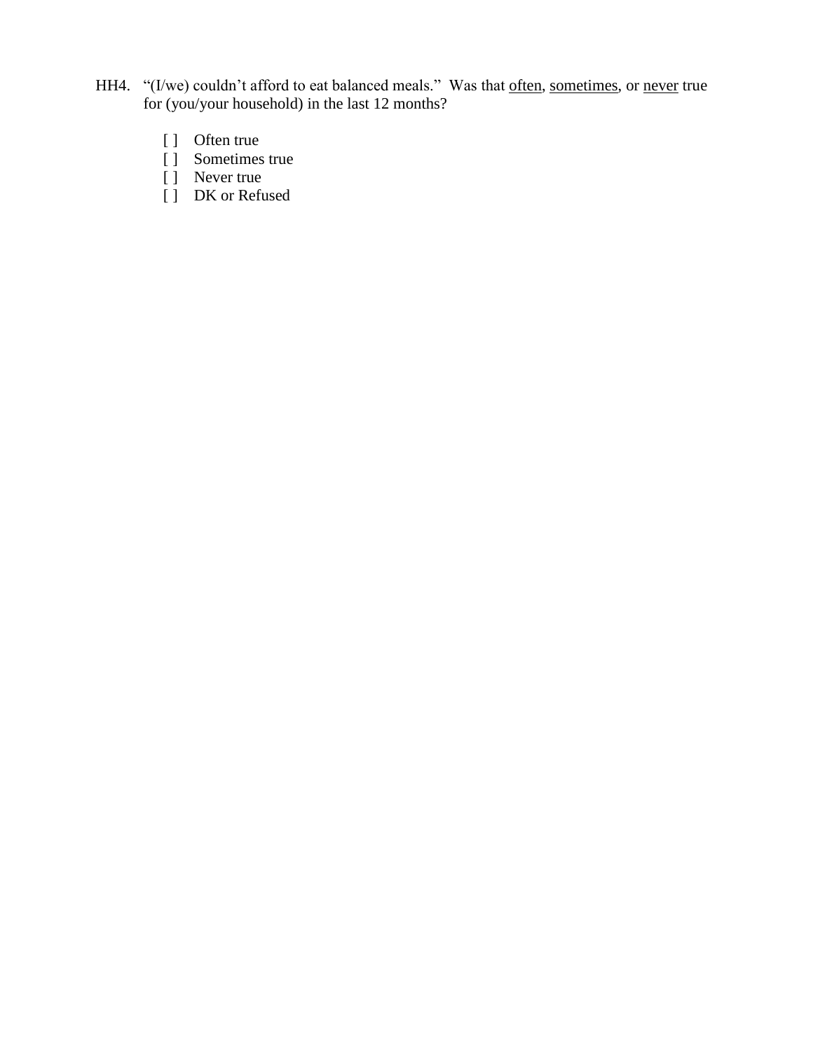HH4. "(I/we) couldn't afford to eat balanced meals." Was that <u>often</u>, <u>sometimes</u>, or <u>never</u> true for (you/your household) in the last 12 months?

- [ ] Often true
- [ ] Sometimes true
- [ ] Never true
- [ ] DK or Refused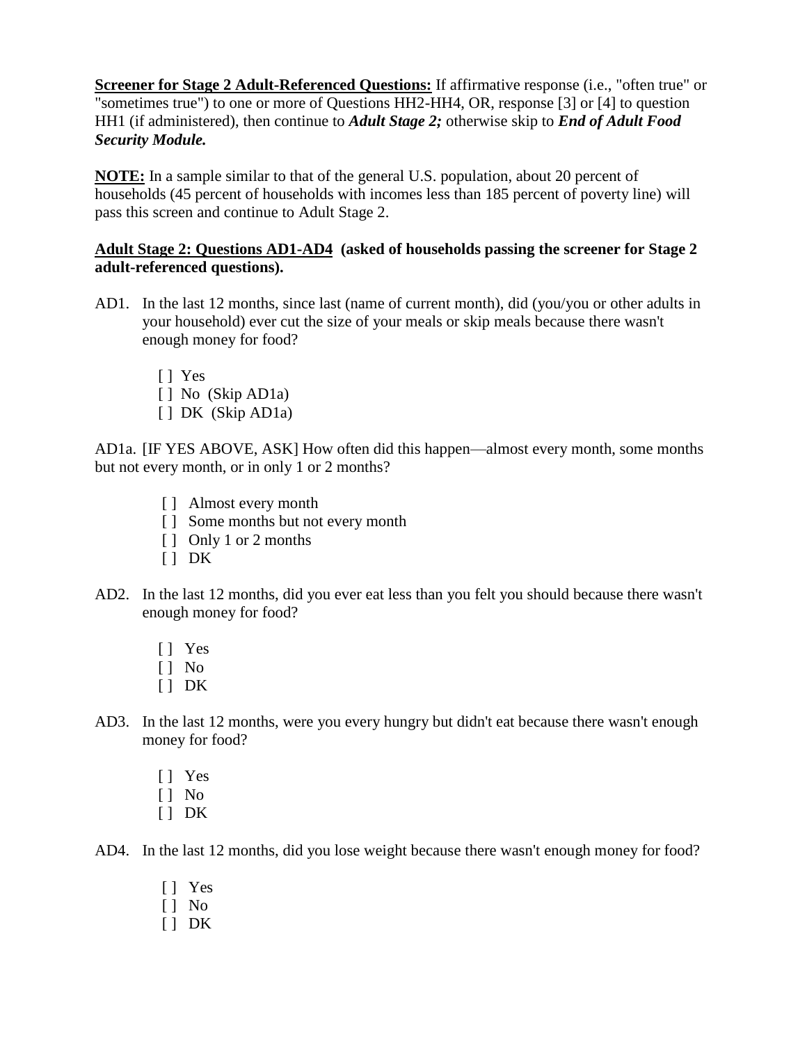**<u>Screener for Stage 2 Adult-Referenced Questions:</u>** If affirmative response (i.e., "often true" or "sometimes true") to one or more of Questions HH2-HH4, OR, response [3] or [4] to question HH1 (if administered), then continue to ***Adult Stage 2;*** otherwise skip to ***End of Adult Food Security Module.***

**<u>NOTE:</u>** In a sample similar to that of the general U.S. population, about 20 percent of households (45 percent of households with incomes less than 185 percent of poverty line) will pass this screen and continue to Adult Stage 2.

**<u>Adult Stage 2: Questions AD1-AD4</u> (asked of households passing the screener for Stage 2 adult-referenced questions).**

AD1. In the last 12 months, since last (name of current month), did (you/you or other adults in your household) ever cut the size of your meals or skip meals because there wasn't enough money for food?

- [ ] Yes
- [ ] No (Skip AD1a)
- [ ] DK (Skip AD1a)

AD1a. [IF YES ABOVE, ASK] How often did this happen—almost every month, some months but not every month, or in only 1 or 2 months?

- [ ] Almost every month
- [ ] Some months but not every month
- [ ] Only 1 or 2 months
- [ ] DK

AD2. In the last 12 months, did you ever eat less than you felt you should because there wasn't enough money for food?

- [ ] Yes
- [ ] No
- [ ] DK

AD3. In the last 12 months, were you every hungry but didn't eat because there wasn't enough money for food?

- [ ] Yes
- [ ] No
- [ ] DK

AD4. In the last 12 months, did you lose weight because there wasn't enough money for food?

- [ ] Yes
- [ ] No
- [ ] DK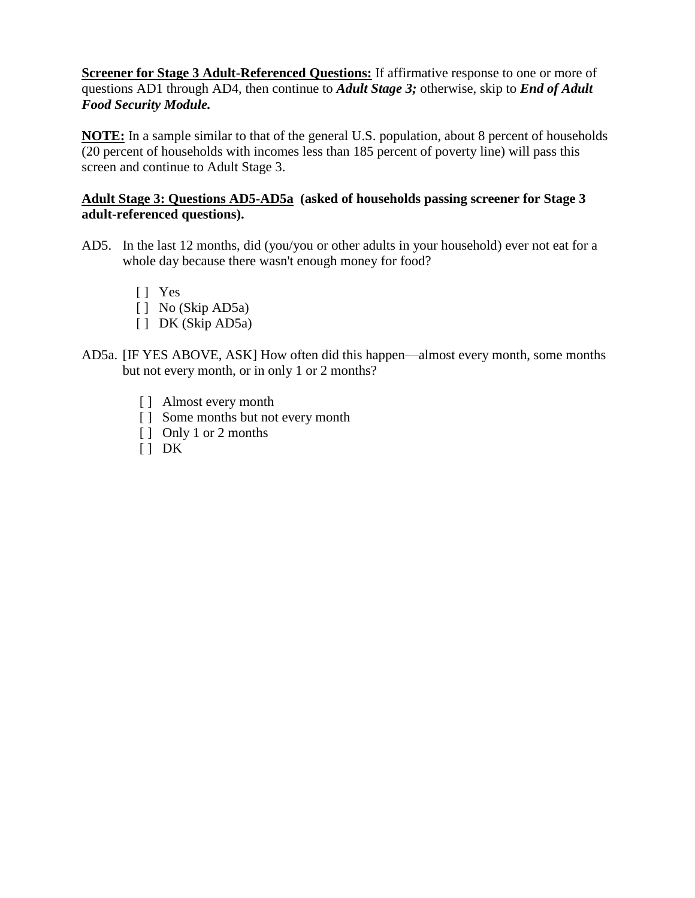**<u>Screener for Stage 3 Adult-Referenced Questions:</u>** If affirmative response to one or more of questions AD1 through AD4, then continue to ***Adult Stage 3;*** otherwise, skip to ***End of Adult Food Security Module.***

**<u>NOTE:</u>** In a sample similar to that of the general U.S. population, about 8 percent of households (20 percent of households with incomes less than 185 percent of poverty line) will pass this screen and continue to Adult Stage 3.

**<u>Adult Stage 3: Questions AD5-AD5a</u> (asked of households passing screener for Stage 3 adult-referenced questions).**

AD5. In the last 12 months, did (you/you or other adults in your household) ever not eat for a whole day because there wasn't enough money for food?

- [ ] Yes
- [ ] No (Skip AD5a)
- [ ] DK (Skip AD5a)

AD5a. [IF YES ABOVE, ASK] How often did this happen—almost every month, some months but not every month, or in only 1 or 2 months?

- [ ] Almost every month
- [ ] Some months but not every month
- [ ] Only 1 or 2 months
- [ ] DK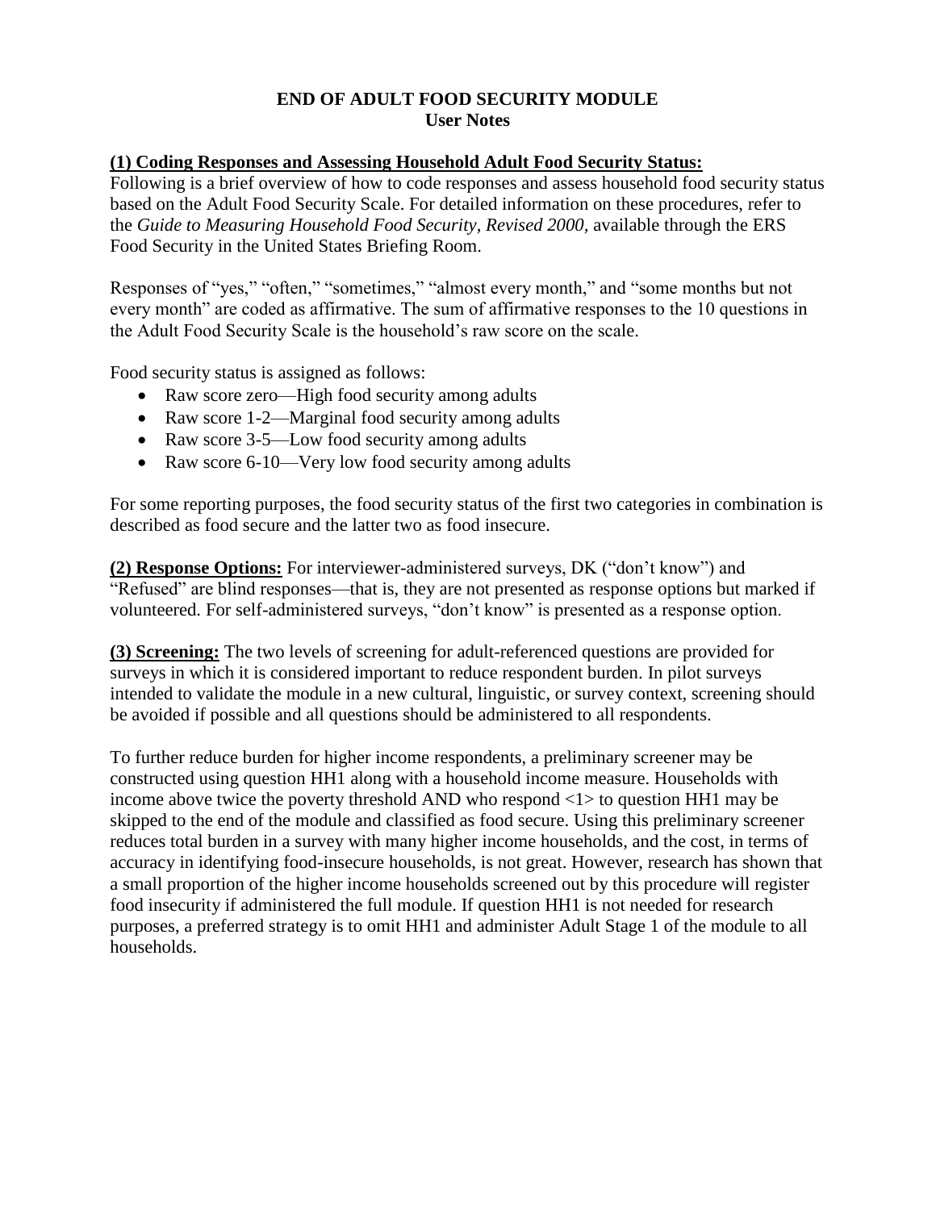# END OF ADULT FOOD SECURITY MODULE
## User Notes

**(1) Coding Responses and Assessing Household Adult Food Security Status:**

Following is a brief overview of how to code responses and assess household food security status based on the Adult Food Security Scale. For detailed information on these procedures, refer to the *Guide to Measuring Household Food Security, Revised 2000,* available through the ERS Food Security in the United States Briefing Room.

Responses of "yes," "often," "sometimes," "almost every month," and "some months but not every month" are coded as affirmative. The sum of affirmative responses to the 10 questions in the Adult Food Security Scale is the household's raw score on the scale.

Food security status is assigned as follows:

- Raw score zero—High food security among adults
- Raw score 1-2—Marginal food security among adults
- Raw score 3-5—Low food security among adults
- Raw score 6-10—Very low food security among adults

For some reporting purposes, the food security status of the first two categories in combination is described as food secure and the latter two as food insecure.

**(2) Response Options:** For interviewer-administered surveys, DK ("don't know") and "Refused" are blind responses—that is, they are not presented as response options but marked if volunteered. For self-administered surveys, "don't know" is presented as a response option.

**(3) Screening:** The two levels of screening for adult-referenced questions are provided for surveys in which it is considered important to reduce respondent burden. In pilot surveys intended to validate the module in a new cultural, linguistic, or survey context, screening should be avoided if possible and all questions should be administered to all respondents.

To further reduce burden for higher income respondents, a preliminary screener may be constructed using question HH1 along with a household income measure. Households with income above twice the poverty threshold AND who respond <1> to question HH1 may be skipped to the end of the module and classified as food secure. Using this preliminary screener reduces total burden in a survey with many higher income households, and the cost, in terms of accuracy in identifying food-insecure households, is not great. However, research has shown that a small proportion of the higher income households screened out by this procedure will register food insecurity if administered the full module. If question HH1 is not needed for research purposes, a preferred strategy is to omit HH1 and administer Adult Stage 1 of the module to all households.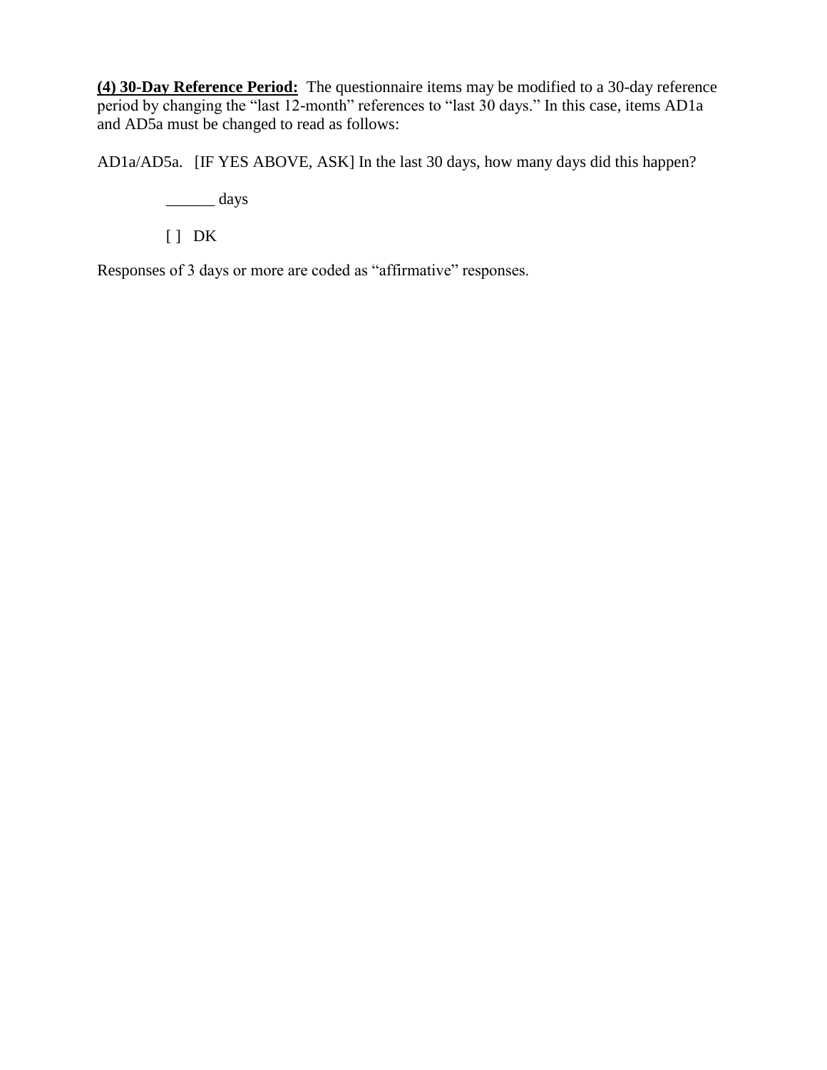**(4) 30-Day Reference Period:** The questionnaire items may be modified to a 30-day reference period by changing the "last 12-month" references to "last 30 days." In this case, items AD1a and AD5a must be changed to read as follows:

AD1a/AD5a. [IF YES ABOVE, ASK] In the last 30 days, how many days did this happen?

______ days

[ ] DK

Responses of 3 days or more are coded as "affirmative" responses.